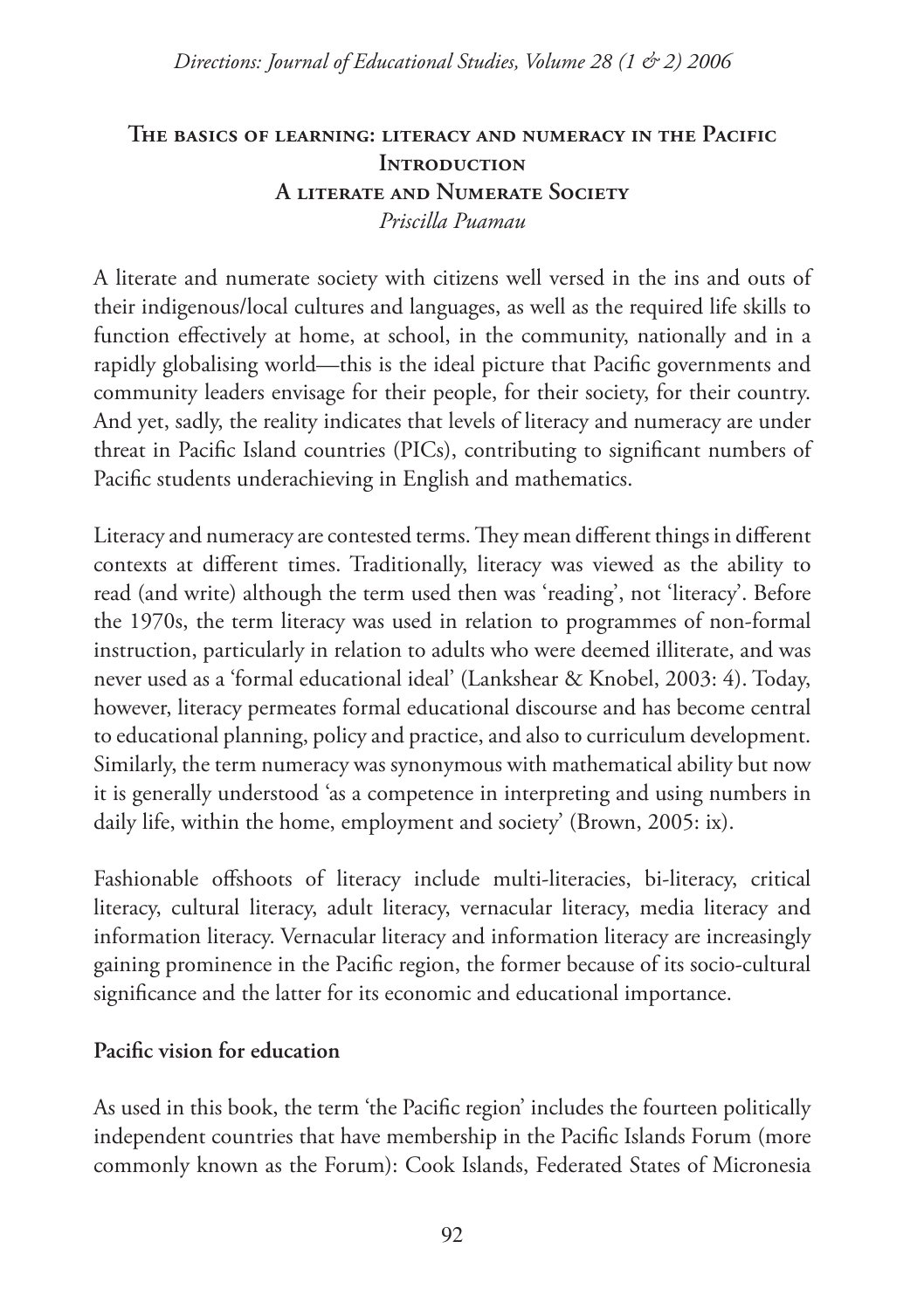# The basics of learning: literacy and numeracy in the Pacific

## Introduction

## A literate and Numerate Society

*Priscilla Puamau*

A literate and numerate society with citizens well versed in the ins and outs of their indigenous/local cultures and languages, as well as the required life skills to function effectively at home, at school, in the community, nationally and in a rapidly globalising world—this is the ideal picture that Pacific governments and community leaders envisage for their people, for their society, for their country. And yet, sadly, the reality indicates that levels of literacy and numeracy are under threat in Pacific Island countries (PICs), contributing to significant numbers of Pacific students underachieving in English and mathematics.

Literacy and numeracy are contested terms. They mean different things in different contexts at different times. Traditionally, literacy was viewed as the ability to read (and write) although the term used then was 'reading', not 'literacy'. Before the 1970s, the term literacy was used in relation to programmes of non-formal instruction, particularly in relation to adults who were deemed illiterate, and was never used as a 'formal educational ideal' (Lankshear & Knobel, 2003: 4). Today, however, literacy permeates formal educational discourse and has become central to educational planning, policy and practice, and also to curriculum development. Similarly, the term numeracy was synonymous with mathematical ability but now it is generally understood 'as a competence in interpreting and using numbers in daily life, within the home, employment and society' (Brown, 2005: ix).

Fashionable offshoots of literacy include multi-literacies, bi-literacy, critical literacy, cultural literacy, adult literacy, vernacular literacy, media literacy and information literacy. Vernacular literacy and information literacy are increasingly gaining prominence in the Pacific region, the former because of its socio-cultural significance and the latter for its economic and educational importance.

**Pacific vision for education**

As used in this book, the term 'the Pacific region' includes the fourteen politically independent countries that have membership in the Pacific Islands Forum (more commonly known as the Forum): Cook Islands, Federated States of Micronesia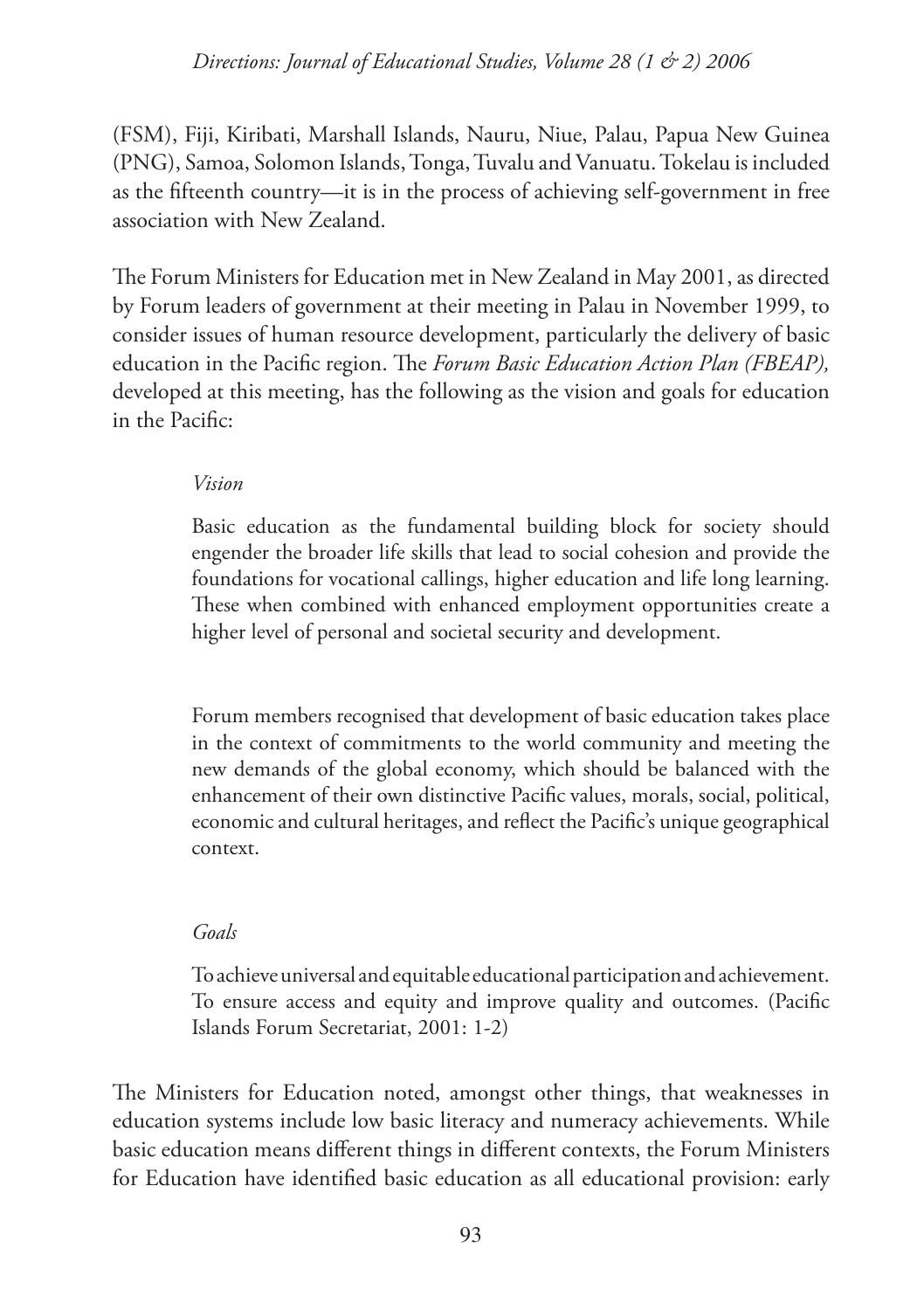(FSM), Fiji, Kiribati, Marshall Islands, Nauru, Niue, Palau, Papua New Guinea (PNG), Samoa, Solomon Islands, Tonga, Tuvalu and Vanuatu. Tokelau is included as the fifteenth country—it is in the process of achieving self-government in free association with New Zealand.

The Forum Ministers for Education met in New Zealand in May 2001, as directed by Forum leaders of government at their meeting in Palau in November 1999, to consider issues of human resource development, particularly the delivery of basic education in the Pacific region. The *Forum Basic Education Action Plan (FBEAP),* developed at this meeting, has the following as the vision and goals for education in the Pacific:

> *Vision*
>
> Basic education as the fundamental building block for society should engender the broader life skills that lead to social cohesion and provide the foundations for vocational callings, higher education and life long learning. These when combined with enhanced employment opportunities create a higher level of personal and societal security and development.
>
> Forum members recognised that development of basic education takes place in the context of commitments to the world community and meeting the new demands of the global economy, which should be balanced with the enhancement of their own distinctive Pacific values, morals, social, political, economic and cultural heritages, and reflect the Pacific's unique geographical context.
>
> *Goals*
>
> To achieve universal and equitable educational participation and achievement. To ensure access and equity and improve quality and outcomes. (Pacific Islands Forum Secretariat, 2001: 1-2)

The Ministers for Education noted, amongst other things, that weaknesses in education systems include low basic literacy and numeracy achievements. While basic education means different things in different contexts, the Forum Ministers for Education have identified basic education as all educational provision: early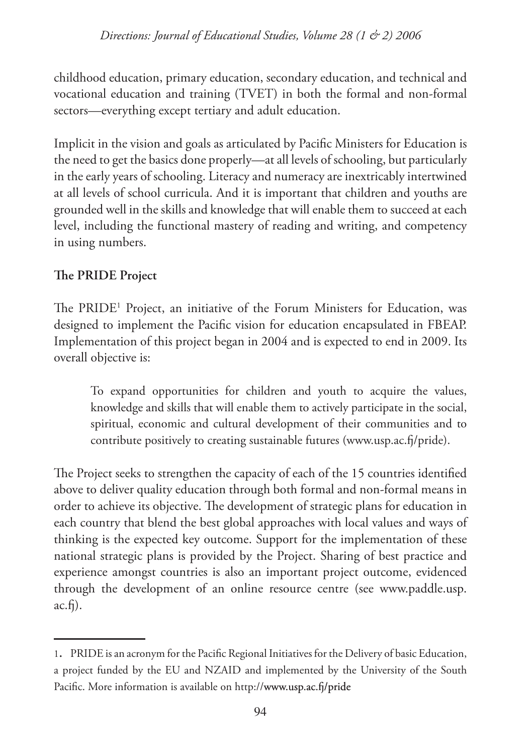childhood education, primary education, secondary education, and technical and vocational education and training (TVET) in both the formal and non-formal sectors—everything except tertiary and adult education.

Implicit in the vision and goals as articulated by Pacific Ministers for Education is the need to get the basics done properly—at all levels of schooling, but particularly in the early years of schooling. Literacy and numeracy are inextricably intertwined at all levels of school curricula. And it is important that children and youths are grounded well in the skills and knowledge that will enable them to succeed at each level, including the functional mastery of reading and writing, and competency in using numbers.

**The PRIDE Project**

The PRIDE[1] Project, an initiative of the Forum Ministers for Education, was designed to implement the Pacific vision for education encapsulated in FBEAP. Implementation of this project began in 2004 and is expected to end in 2009. Its overall objective is:

> To expand opportunities for children and youth to acquire the values, knowledge and skills that will enable them to actively participate in the social, spiritual, economic and cultural development of their communities and to contribute positively to creating sustainable futures (www.usp.ac.fj/pride).

The Project seeks to strengthen the capacity of each of the 15 countries identified above to deliver quality education through both formal and non-formal means in order to achieve its objective. The development of strategic plans for education in each country that blend the best global approaches with local values and ways of thinking is the expected key outcome. Support for the implementation of these national strategic plans is provided by the Project. Sharing of best practice and experience amongst countries is also an important project outcome, evidenced through the development of an online resource centre (see www.paddle.usp.ac.fj).

---

1. PRIDE is an acronym for the Pacific Regional Initiatives for the Delivery of basic Education, a project funded by the EU and NZAID and implemented by the University of the South Pacific. More information is available on http://www.usp.ac.fj/pride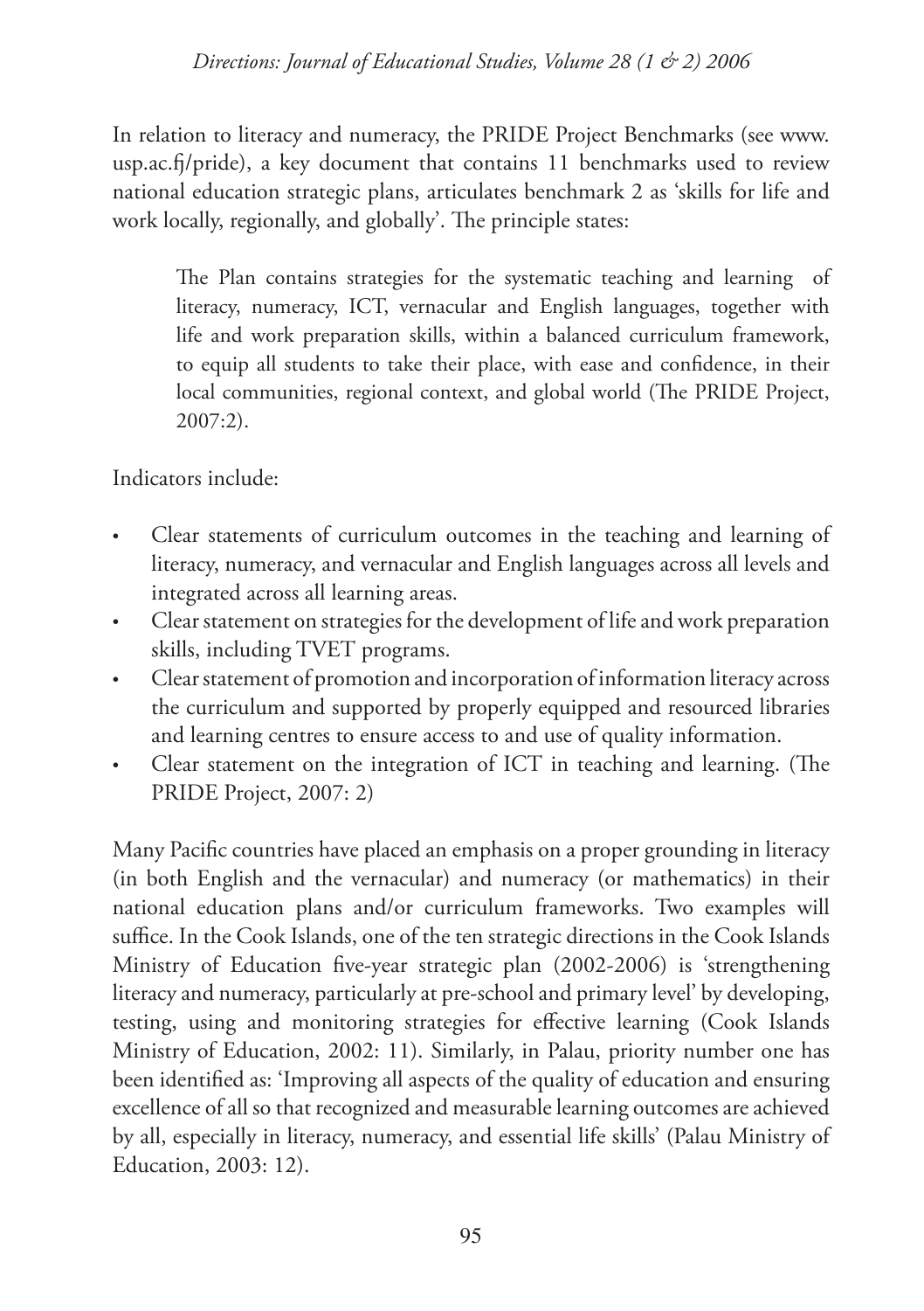In relation to literacy and numeracy, the PRIDE Project Benchmarks (see www.usp.ac.fj/pride), a key document that contains 11 benchmarks used to review national education strategic plans, articulates benchmark 2 as 'skills for life and work locally, regionally, and globally'. The principle states:

> The Plan contains strategies for the systematic teaching and learning of literacy, numeracy, ICT, vernacular and English languages, together with life and work preparation skills, within a balanced curriculum framework, to equip all students to take their place, with ease and confidence, in their local communities, regional context, and global world (The PRIDE Project, 2007:2).

Indicators include:

- Clear statements of curriculum outcomes in the teaching and learning of literacy, numeracy, and vernacular and English languages across all levels and integrated across all learning areas.
- Clear statement on strategies for the development of life and work preparation skills, including TVET programs.
- Clear statement of promotion and incorporation of information literacy across the curriculum and supported by properly equipped and resourced libraries and learning centres to ensure access to and use of quality information.
- Clear statement on the integration of ICT in teaching and learning. (The PRIDE Project, 2007: 2)

Many Pacific countries have placed an emphasis on a proper grounding in literacy (in both English and the vernacular) and numeracy (or mathematics) in their national education plans and/or curriculum frameworks. Two examples will suffice. In the Cook Islands, one of the ten strategic directions in the Cook Islands Ministry of Education five-year strategic plan (2002-2006) is 'strengthening literacy and numeracy, particularly at pre-school and primary level' by developing, testing, using and monitoring strategies for effective learning (Cook Islands Ministry of Education, 2002: 11). Similarly, in Palau, priority number one has been identified as: 'Improving all aspects of the quality of education and ensuring excellence of all so that recognized and measurable learning outcomes are achieved by all, especially in literacy, numeracy, and essential life skills' (Palau Ministry of Education, 2003: 12).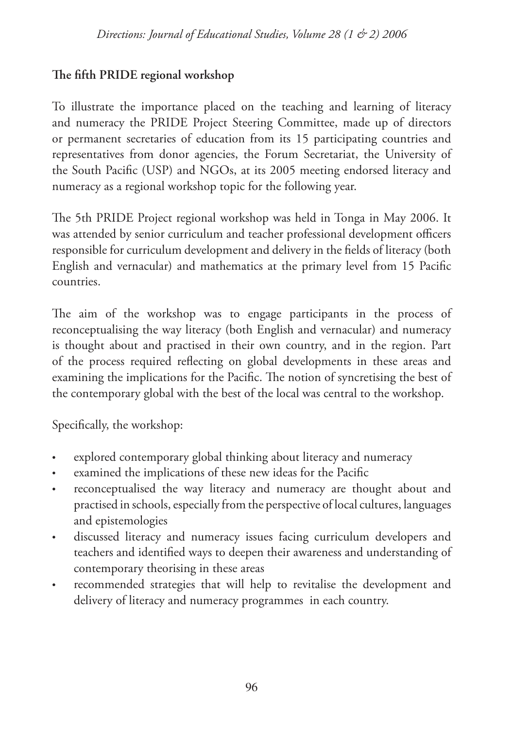**The fifth PRIDE regional workshop**

To illustrate the importance placed on the teaching and learning of literacy and numeracy the PRIDE Project Steering Committee, made up of directors or permanent secretaries of education from its 15 participating countries and representatives from donor agencies, the Forum Secretariat, the University of the South Pacific (USP) and NGOs, at its 2005 meeting endorsed literacy and numeracy as a regional workshop topic for the following year.

The 5th PRIDE Project regional workshop was held in Tonga in May 2006. It was attended by senior curriculum and teacher professional development officers responsible for curriculum development and delivery in the fields of literacy (both English and vernacular) and mathematics at the primary level from 15 Pacific countries.

The aim of the workshop was to engage participants in the process of reconceptualising the way literacy (both English and vernacular) and numeracy is thought about and practised in their own country, and in the region. Part of the process required reflecting on global developments in these areas and examining the implications for the Pacific. The notion of syncretising the best of the contemporary global with the best of the local was central to the workshop.

Specifically, the workshop:

- explored contemporary global thinking about literacy and numeracy
- examined the implications of these new ideas for the Pacific
- reconceptualised the way literacy and numeracy are thought about and practised in schools, especially from the perspective of local cultures, languages and epistemologies
- discussed literacy and numeracy issues facing curriculum developers and teachers and identified ways to deepen their awareness and understanding of contemporary theorising in these areas
- recommended strategies that will help to revitalise the development and delivery of literacy and numeracy programmes in each country.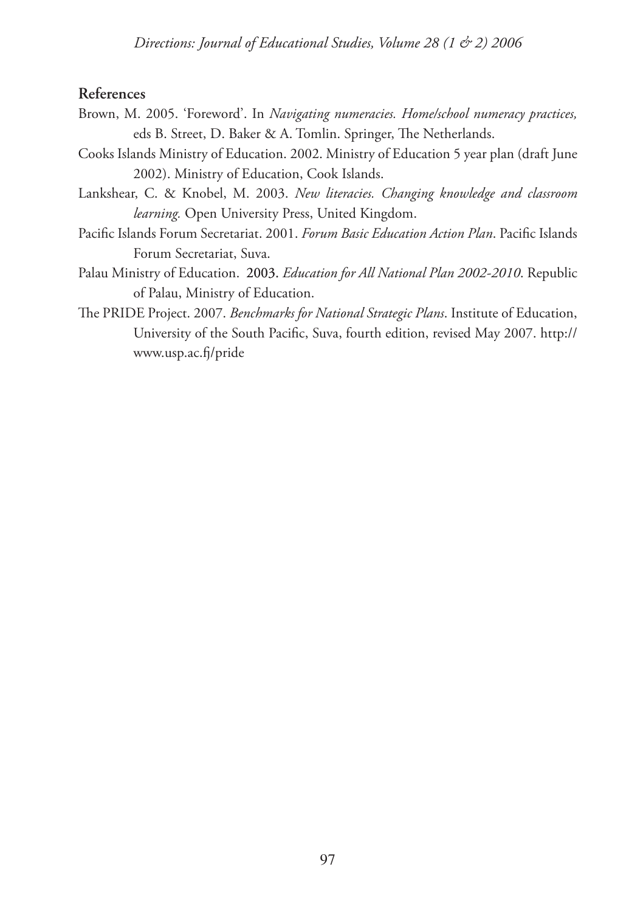## References

Brown, M. 2005. 'Foreword'. In *Navigating numeracies. Home/school numeracy practices,* eds B. Street, D. Baker & A. Tomlin. Springer, The Netherlands.

Cooks Islands Ministry of Education. 2002. Ministry of Education 5 year plan (draft June 2002). Ministry of Education, Cook Islands.

Lankshear, C. & Knobel, M. 2003. *New literacies. Changing knowledge and classroom learning.* Open University Press, United Kingdom.

Pacific Islands Forum Secretariat. 2001. *Forum Basic Education Action Plan*. Pacific Islands Forum Secretariat, Suva.

Palau Ministry of Education. 2003. *Education for All National Plan 2002-2010*. Republic of Palau, Ministry of Education.

The PRIDE Project. 2007. *Benchmarks for National Strategic Plans*. Institute of Education, University of the South Pacific, Suva, fourth edition, revised May 2007. http://www.usp.ac.fj/pride